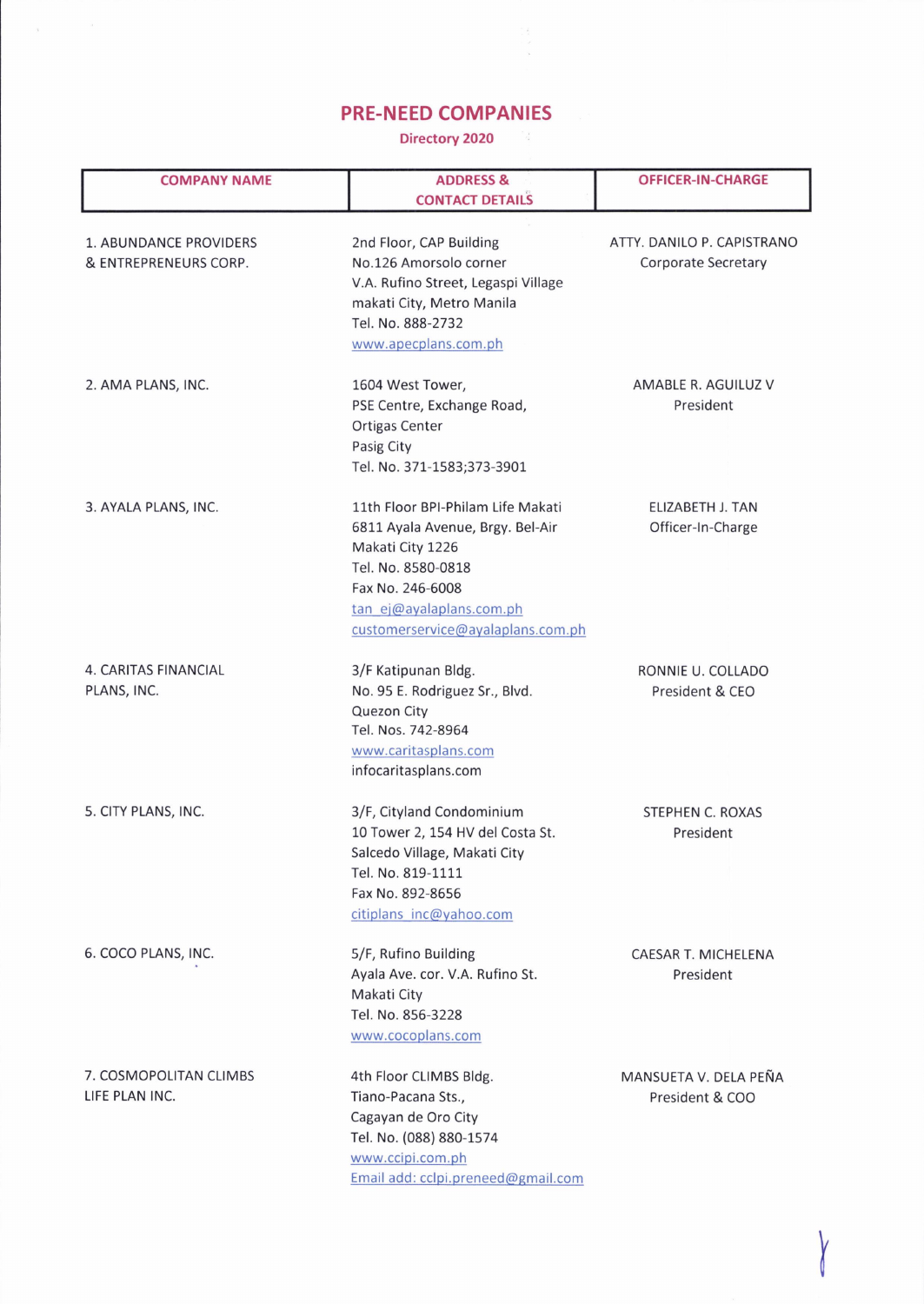# PRE-NEED COMPANIES

## Directory 2020

| COMPANY NAME | ADDRESS & CONTACT DETAILS | OFFICER-IN-CHARGE |
|---|---|---|
| 1. ABUNDANCE PROVIDERS & ENTREPRENEURS CORP. | 2nd Floor, CAP Building<br>No.126 Amorsolo corner<br>V.A. Rufino Street, Legaspi Village<br>makati City, Metro Manila<br>Tel. No. 888-2732<br>www.apecplans.com.ph | ATTY. DANILO P. CAPISTRANO<br>Corporate Secretary |
| 2. AMA PLANS, INC. | 1604 West Tower,<br>PSE Centre, Exchange Road,<br>Ortigas Center<br>Pasig City<br>Tel. No. 371-1583;373-3901 | AMABLE R. AGUILUZ V<br>President |
| 3. AYALA PLANS, INC. | 11th Floor BPI-Philam Life Makati<br>6811 Ayala Avenue, Brgy. Bel-Air<br>Makati City 1226<br>Tel. No. 8580-0818<br>Fax No. 246-6008<br>tan_ej@ayalaplans.com.ph<br>customerservice@ayalaplans.com.ph | ELIZABETH J. TAN<br>Officer-In-Charge |
| 4. CARITAS FINANCIAL PLANS, INC. | 3/F Katipunan Bldg.<br>No. 95 E. Rodriguez Sr., Blvd.<br>Quezon City<br>Tel. Nos. 742-8964<br>www.caritasplans.com<br>infocaritasplans.com | RONNIE U. COLLADO<br>President & CEO |
| 5. CITY PLANS, INC. | 3/F, Cityland Condominium<br>10 Tower 2, 154 HV del Costa St.<br>Salcedo Village, Makati City<br>Tel. No. 819-1111<br>Fax No. 892-8656<br>citiplans_inc@yahoo.com | STEPHEN C. ROXAS<br>President |
| 6. COCO PLANS, INC. | 5/F, Rufino Building<br>Ayala Ave. cor. V.A. Rufino St.<br>Makati City<br>Tel. No. 856-3228<br>www.cocoplans.com | CAESAR T. MICHELENA<br>President |
| 7. COSMOPOLITAN CLIMBS LIFE PLAN INC. | 4th Floor CLIMBS Bldg.<br>Tiano-Pacana Sts.,<br>Cagayan de Oro City<br>Tel. No. (088) 880-1574<br>www.ccipi.com.ph<br>Email add: cclpi.preneed@gmail.com | MANSUETA V. DELA PEÑA<br>President & COO |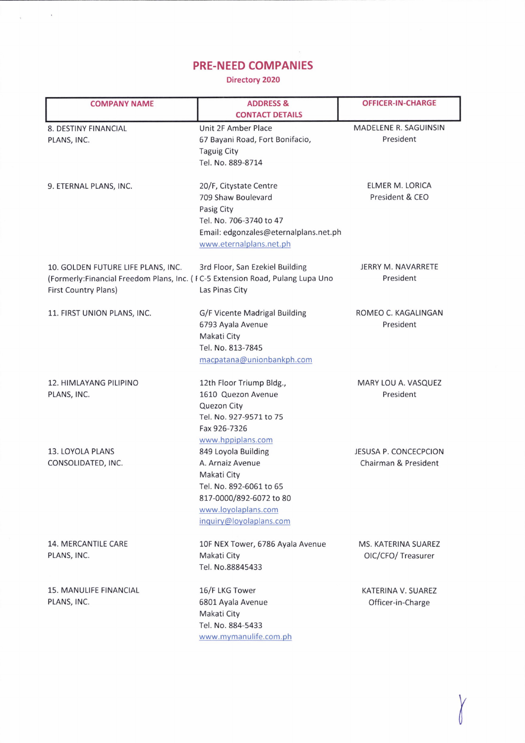## PRE-NEED COMPANIES

**Directory 2020**

| COMPANY NAME | ADDRESS & CONTACT DETAILS | OFFICER-IN-CHARGE |
|---|---|---|
| 8. DESTINY FINANCIAL PLANS, INC. | Unit 2F Amber Place<br>67 Bayani Road, Fort Bonifacio,<br>Taguig City<br>Tel. No. 889-8714 | MADELENE R. SAGUINSIN<br>President |
| 9. ETERNAL PLANS, INC. | 20/F, Citystate Centre<br>709 Shaw Boulevard<br>Pasig City<br>Tel. No. 706-3740 to 47<br>Email: edgonzales@eternalplans.net.ph<br>www.eternalplans.net.ph | ELMER M. LORICA<br>President & CEO |
| 10. GOLDEN FUTURE LIFE PLANS, INC.<br>(Formerly:Financial Freedom Plans, Inc. ( F<br>First Country Plans) | 3rd Floor, San Ezekiel Building<br>C-5 Extension Road, Pulang Lupa Uno<br>Las Pinas City | JERRY M. NAVARRETE<br>President |
| 11. FIRST UNION PLANS, INC. | G/F Vicente Madrigal Building<br>6793 Ayala Avenue<br>Makati City<br>Tel. No. 813-7845<br>macpatana@unionbankph.com | ROMEO C. KAGALINGAN<br>President |
| 12. HIMLAYANG PILIPINO PLANS, INC. | 12th Floor Triump Bldg.,<br>1610 Quezon Avenue<br>Quezon City<br>Tel. No. 927-9571 to 75<br>Fax 926-7326<br>www.hppiplans.com | MARY LOU A. VASQUEZ<br>President |
| 13. LOYOLA PLANS CONSOLIDATED, INC. | 849 Loyola Building<br>A. Arnaiz Avenue<br>Makati City<br>Tel. No. 892-6061 to 65<br>817-0000/892-6072 to 80<br>www.loyolaplans.com<br>inquiry@loyolaplans.com | JESUSA P. CONCECPCION<br>Chairman & President |
| 14. MERCANTILE CARE PLANS, INC. | 10F NEX Tower, 6786 Ayala Avenue<br>Makati City<br>Tel. No.88845433 | MS. KATERINA SUAREZ<br>OIC/CFO/ Treasurer |
| 15. MANULIFE FINANCIAL PLANS, INC. | 16/F LKG Tower<br>6801 Ayala Avenue<br>Makati City<br>Tel. No. 884-5433<br>www.mymanulife.com.ph | KATERINA V. SUAREZ<br>Officer-in-Charge |